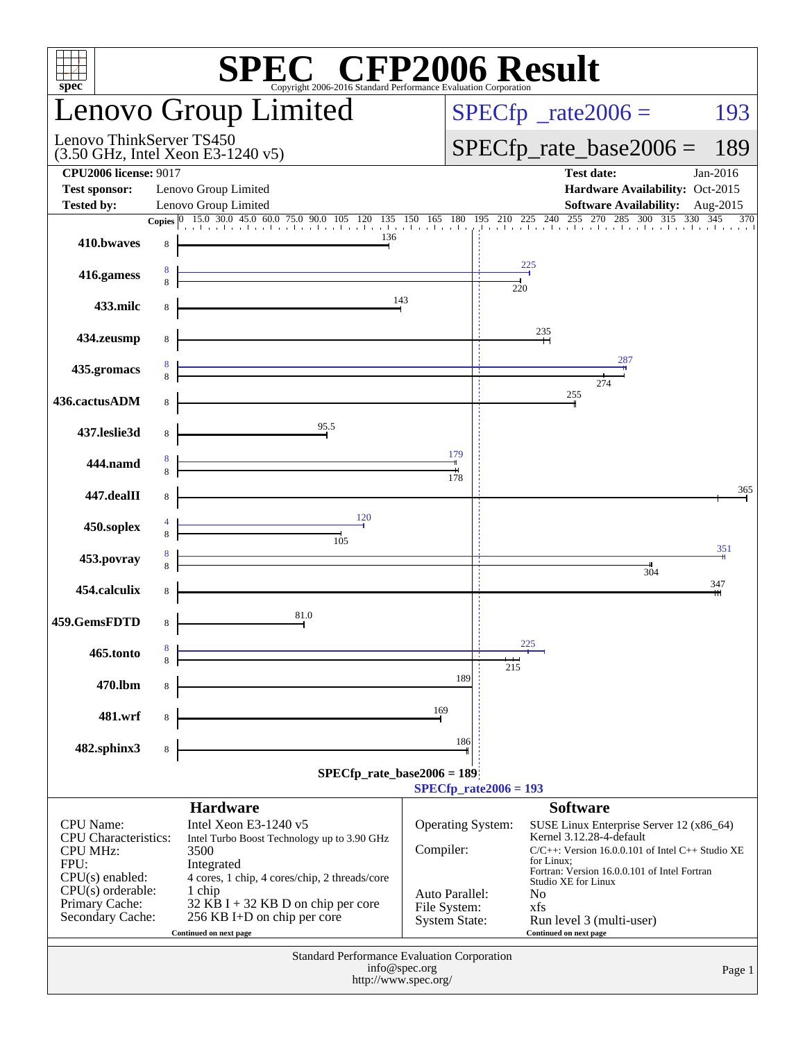# SPEC CFP2006 Result

Copyright 2006-2016 Standard Performance Evaluation Corporation

## Lenovo Group Limited

Lenovo ThinkServer TS450
(3.50 GHz, Intel Xeon E3-1240 v5)

SPECfp_rate2006 = 193

SPECfp_rate_base2006 = 189

| | | | |
|---|---|---|---|
| **CPU2006 license:** 9017 | | **Test date:** | Jan-2016 |
| **Test sponsor:** | Lenovo Group Limited | **Hardware Availability:** | Oct-2015 |
| **Tested by:** | Lenovo Group Limited | **Software Availability:** | Aug-2015 |

| Benchmark | Copies (peak) | Copies (base) | Peak | Base |
|---|---|---|---|---|
| 410.bwaves | | 8 | | 136 |
| 416.gamess | 8 | 8 | 225 | 220 |
| 433.milc | | 8 | | 143 |
| 434.zeusmp | | 8 | | 235 |
| 435.gromacs | 8 | 8 | 287 | 274 |
| 436.cactusADM | | 8 | | 255 |
| 437.leslie3d | | 8 | | 95.5 |
| 444.namd | 8 | 8 | 179 | 178 |
| 447.dealII | | 8 | | 365 |
| 450.soplex | 4 | 8 | 120 | 105 |
| 453.povray | 8 | 8 | 351 | 304 |
| 454.calculix | | 8 | | 347 |
| 459.GemsFDTD | | 8 | | 81.0 |
| 465.tonto | 8 | 8 | 225 | 215 |
| 470.lbm | | 8 | | 189 |
| 481.wrf | | 8 | | 169 |
| 482.sphinx3 | | 8 | | 186 |

SPECfp_rate_base2006 = 189

SPECfp_rate2006 = 193

### Hardware

| | |
|---|---|
| CPU Name: | Intel Xeon E3-1240 v5 |
| CPU Characteristics: | Intel Turbo Boost Technology up to 3.90 GHz |
| CPU MHz: | 3500 |
| FPU: | Integrated |
| CPU(s) enabled: | 4 cores, 1 chip, 4 cores/chip, 2 threads/core |
| CPU(s) orderable: | 1 chip |
| Primary Cache: | 32 KB I + 32 KB D on chip per core |
| Secondary Cache: | 256 KB I+D on chip per core |

Continued on next page

### Software

| | |
|---|---|
| Operating System: | SUSE Linux Enterprise Server 12 (x86_64) Kernel 3.12.28-4-default |
| Compiler: | C/C++: Version 16.0.0.101 of Intel C++ Studio XE for Linux; Fortran: Version 16.0.0.101 of Intel Fortran Studio XE for Linux |
| Auto Parallel: | No |
| File System: | xfs |
| System State: | Run level 3 (multi-user) |

Continued on next page

Standard Performance Evaluation Corporation
info@spec.org
http://www.spec.org/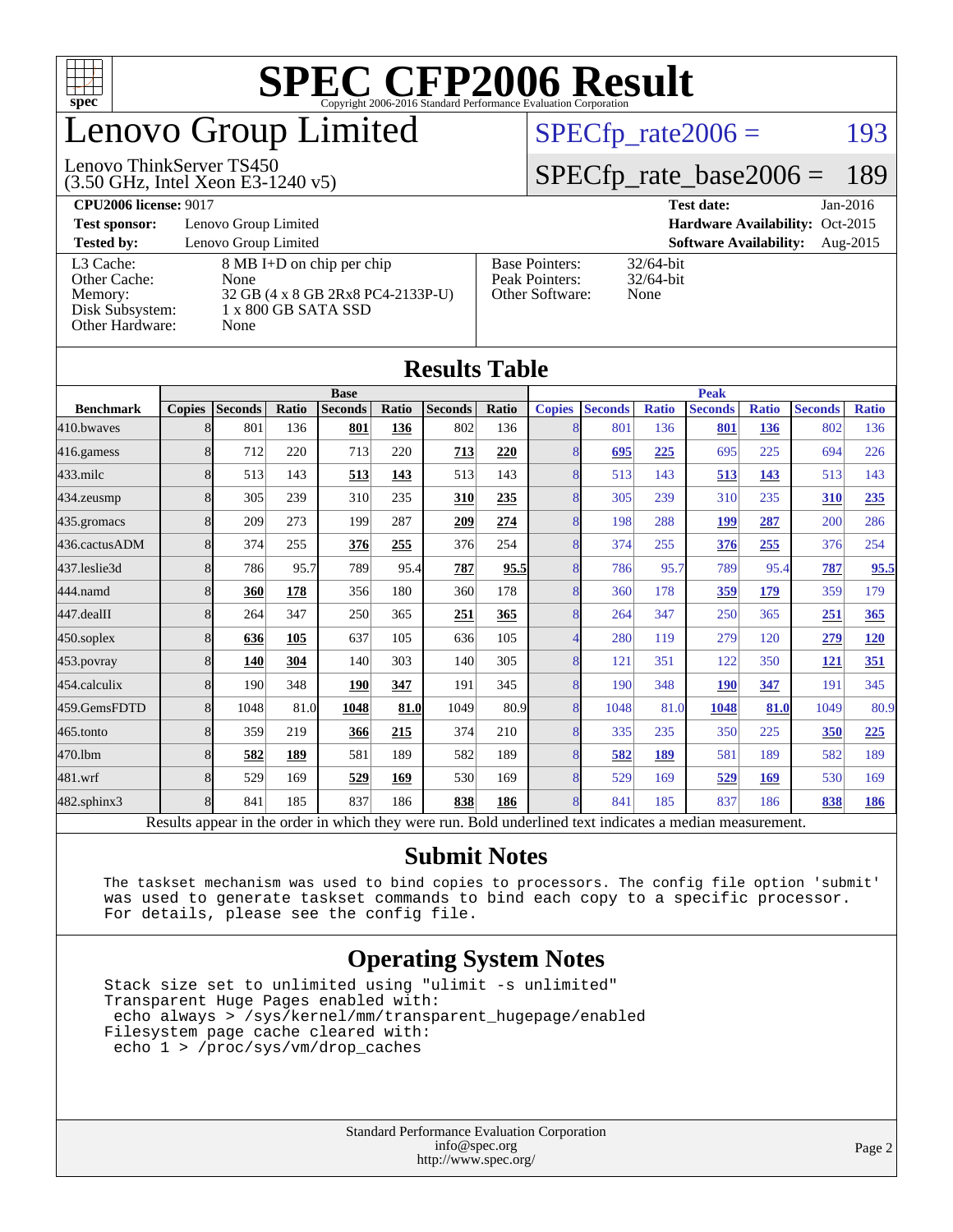# SPEC CFP2006 Result

Copyright 2006-2016 Standard Performance Evaluation Corporation

# Lenovo Group Limited

Lenovo ThinkServer TS450
(3.50 GHz, Intel Xeon E3-1240 v5)

SPECfp_rate2006 = 193

SPECfp_rate_base2006 = 189

| | | | |
|---|---|---|---|
| **CPU2006 license:** 9017 | | **Test date:** | Jan-2016 |
| **Test sponsor:** | Lenovo Group Limited | **Hardware Availability:** | Oct-2015 |
| **Tested by:** | Lenovo Group Limited | **Software Availability:** | Aug-2015 |

| | |
|---|---|
| L3 Cache: | 8 MB I+D on chip per chip |
| Other Cache: | None |
| Memory: | 32 GB (4 x 8 GB 2Rx8 PC4-2133P-U) |
| Disk Subsystem: | 1 x 800 GB SATA SSD |
| Other Hardware: | None |

| | |
|---|---|
| Base Pointers: | 32/64-bit |
| Peak Pointers: | 32/64-bit |
| Other Software: | None |

## Results Table

| | Base | | | | | | | Peak | | | | | | |
|---|---|---|---|---|---|---|---|---|---|---|---|---|---|---|
| **Benchmark** | **Copies** | **Seconds** | **Ratio** | **Seconds** | **Ratio** | **Seconds** | **Ratio** | **Copies** | **Seconds** | **Ratio** | **Seconds** | **Ratio** | **Seconds** | **Ratio** |
| 410.bwaves | 8 | 801 | 136 | **801** | **136** | 802 | 136 | 8 | 801 | 136 | **801** | **136** | 802 | 136 |
| 416.gamess | 8 | 712 | 220 | 713 | 220 | **713** | **220** | 8 | **695** | **225** | 695 | 225 | 694 | 226 |
| 433.milc | 8 | 513 | 143 | **513** | **143** | 513 | 143 | 8 | 513 | 143 | **513** | **143** | 513 | 143 |
| 434.zeusmp | 8 | 305 | 239 | 310 | 235 | **310** | **235** | 8 | 305 | 239 | 310 | 235 | **310** | **235** |
| 435.gromacs | 8 | 209 | 273 | 199 | 287 | **209** | **274** | 8 | 198 | 288 | **199** | **287** | 200 | 286 |
| 436.cactusADM | 8 | 374 | 255 | **376** | **255** | 376 | 254 | 8 | 374 | 255 | **376** | **255** | 376 | 254 |
| 437.leslie3d | 8 | 786 | 95.7 | 789 | 95.4 | **787** | **95.5** | 8 | 786 | 95.7 | 789 | 95.4 | **787** | **95.5** |
| 444.namd | 8 | **360** | **178** | 356 | 180 | 360 | 178 | 8 | 360 | 178 | **359** | **179** | 359 | 179 |
| 447.dealII | 8 | 264 | 347 | 250 | 365 | **251** | **365** | 8 | 264 | 347 | 250 | 365 | **251** | **365** |
| 450.soplex | 8 | **636** | **105** | 637 | 105 | 636 | 105 | 4 | 280 | 119 | 279 | 120 | **279** | **120** |
| 453.povray | 8 | **140** | **304** | 140 | 303 | 140 | 305 | 8 | 121 | 351 | 122 | 350 | **121** | **351** |
| 454.calculix | 8 | 190 | 348 | **190** | **347** | 191 | 345 | 8 | 190 | 348 | **190** | **347** | 191 | 345 |
| 459.GemsFDTD | 8 | 1048 | 81.0 | **1048** | **81.0** | 1049 | 80.9 | 8 | 1048 | 81.0 | **1048** | **81.0** | 1049 | 80.9 |
| 465.tonto | 8 | 359 | 219 | **366** | **215** | 374 | 210 | 8 | 335 | 235 | 350 | 225 | **350** | **225** |
| 470.lbm | 8 | **582** | **189** | 581 | 189 | 582 | 189 | 8 | **582** | **189** | 581 | 189 | 582 | 189 |
| 481.wrf | 8 | 529 | 169 | **529** | **169** | 530 | 169 | 8 | 529 | 169 | **529** | **169** | 530 | 169 |
| 482.sphinx3 | 8 | 841 | 185 | 837 | 186 | **838** | **186** | 8 | 841 | 185 | 837 | 186 | **838** | **186** |

Results appear in the order in which they were run. Bold underlined text indicates a median measurement.

## Submit Notes

```
The taskset mechanism was used to bind copies to processors. The config file option 'submit'
was used to generate taskset commands to bind each copy to a specific processor.
For details, please see the config file.
```

## Operating System Notes

```
Stack size set to unlimited using "ulimit -s unlimited"
Transparent Huge Pages enabled with:
 echo always > /sys/kernel/mm/transparent_hugepage/enabled
Filesystem page cache cleared with:
 echo 1 > /proc/sys/vm/drop_caches
```

Standard Performance Evaluation Corporation
info@spec.org
http://www.spec.org/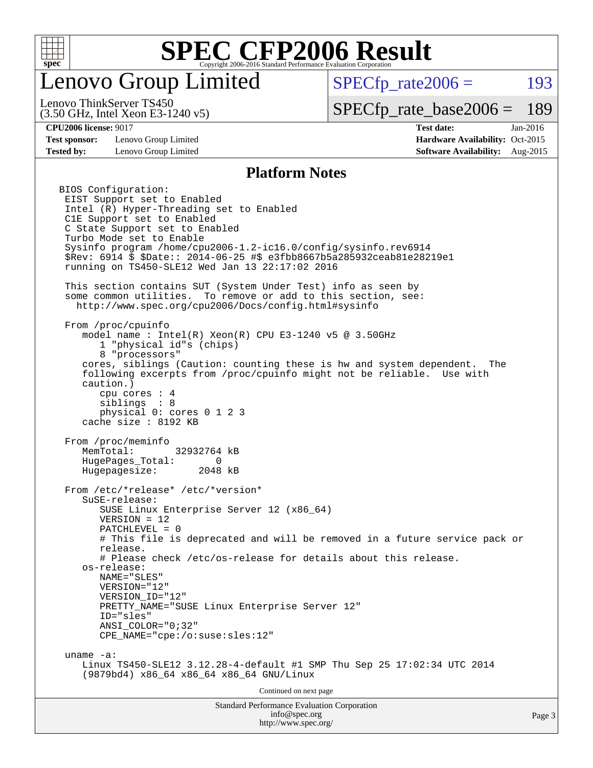# SPEC CFP2006 Result

Copyright 2006-2016 Standard Performance Evaluation Corporation

## Lenovo Group Limited

Lenovo ThinkServer TS450
(3.50 GHz, Intel Xeon E3-1240 v5)

SPECfp_rate2006 = 193

SPECfp_rate_base2006 = 189

**CPU2006 license:** 9017
**Test sponsor:** Lenovo Group Limited
**Tested by:** Lenovo Group Limited

**Test date:** Jan-2016
**Hardware Availability:** Oct-2015
**Software Availability:** Aug-2015

### Platform Notes

```
BIOS Configuration:
 EIST Support set to Enabled
 Intel (R) Hyper-Threading set to Enabled
 C1E Support set to Enabled
 C State Support set to Enabled
 Turbo Mode set to Enable
 Sysinfo program /home/cpu2006-1.2-ic16.0/config/sysinfo.rev6914
 $Rev: 6914 $ $Date:: 2014-06-25 #$ e3fbb8667b5a285932ceab81e28219e1
 running on TS450-SLE12 Wed Jan 13 22:17:02 2016

 This section contains SUT (System Under Test) info as seen by
 some common utilities.  To remove or add to this section, see:
   http://www.spec.org/cpu2006/Docs/config.html#sysinfo

 From /proc/cpuinfo
    model name : Intel(R) Xeon(R) CPU E3-1240 v5 @ 3.50GHz
       1 "physical id"s (chips)
       8 "processors"
    cores, siblings (Caution: counting these is hw and system dependent.  The
    following excerpts from /proc/cpuinfo might not be reliable.  Use with
    caution.)
       cpu cores : 4
       siblings  : 8
       physical 0: cores 0 1 2 3
    cache size : 8192 KB

 From /proc/meminfo
    MemTotal:       32932764 kB
    HugePages_Total:       0
    Hugepagesize:       2048 kB

 From /etc/*release* /etc/*version*
    SuSE-release:
       SUSE Linux Enterprise Server 12 (x86_64)
       VERSION = 12
       PATCHLEVEL = 0
       # This file is deprecated and will be removed in a future service pack or
       release.
       # Please check /etc/os-release for details about this release.
    os-release:
       NAME="SLES"
       VERSION="12"
       VERSION_ID="12"
       PRETTY_NAME="SUSE Linux Enterprise Server 12"
       ID="sles"
       ANSI_COLOR="0;32"
       CPE_NAME="cpe:/o:suse:sles:12"

 uname -a:
    Linux TS450-SLE12 3.12.28-4-default #1 SMP Thu Sep 25 17:02:34 UTC 2014
    (9879bd4) x86_64 x86_64 x86_64 GNU/Linux
```

Continued on next page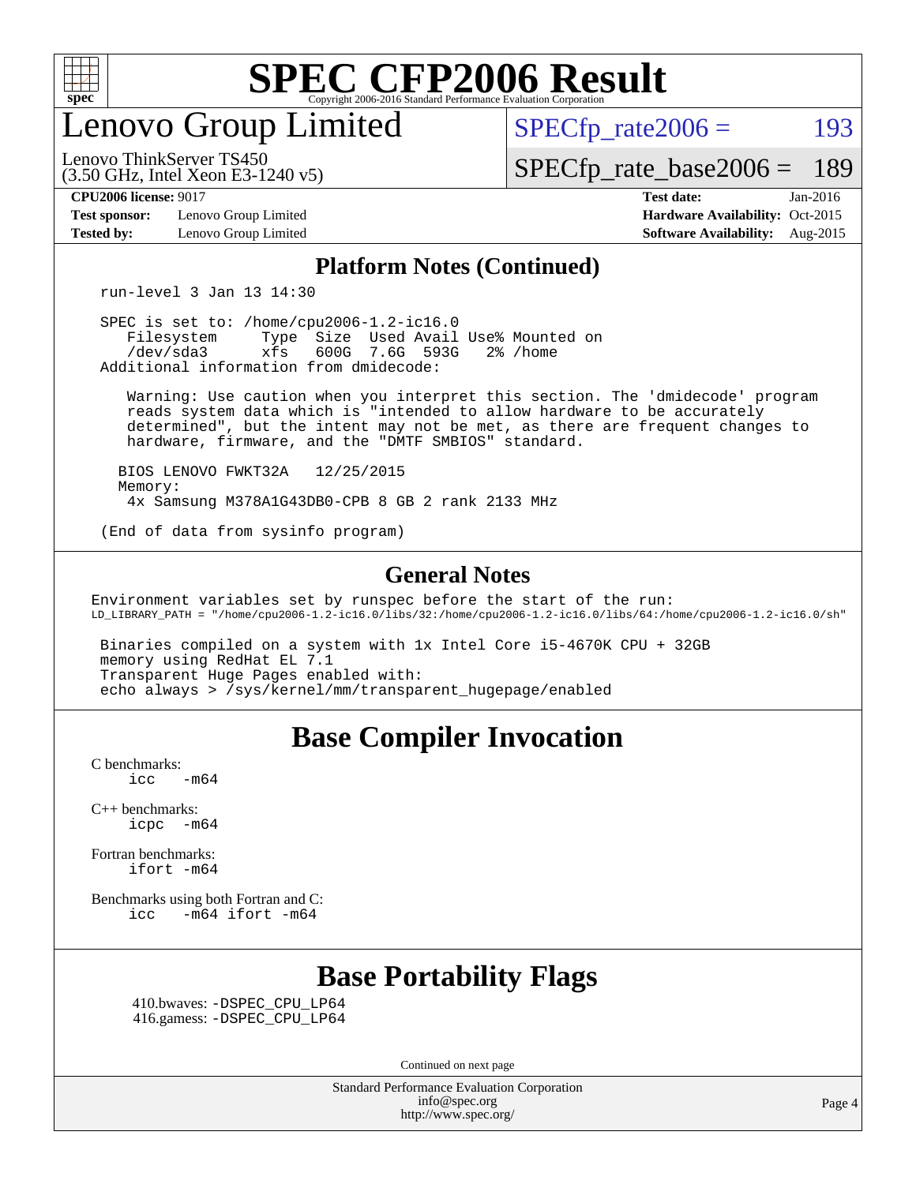### Platform Notes (Continued)

```
run-level 3 Jan 13 14:30

SPEC is set to: /home/cpu2006-1.2-ic16.0
   Filesystem     Type  Size  Used Avail Use% Mounted on
   /dev/sda3      xfs   600G  7.6G  593G   2% /home
Additional information from dmidecode:

   Warning: Use caution when you interpret this section. The 'dmidecode' program
   reads system data which is "intended to allow hardware to be accurately
   determined", but the intent may not be met, as there are frequent changes to
   hardware, firmware, and the "DMTF SMBIOS" standard.

  BIOS LENOVO FWKT32A   12/25/2015
  Memory:
   4x Samsung M378A1G43DB0-CPB 8 GB 2 rank 2133 MHz

(End of data from sysinfo program)
```

### General Notes

```
Environment variables set by runspec before the start of the run:
LD_LIBRARY_PATH = "/home/cpu2006-1.2-ic16.0/libs/32:/home/cpu2006-1.2-ic16.0/libs/64:/home/cpu2006-1.2-ic16.0/sh"

 Binaries compiled on a system with 1x Intel Core i5-4670K CPU + 32GB
 memory using RedHat EL 7.1
 Transparent Huge Pages enabled with:
 echo always > /sys/kernel/mm/transparent_hugepage/enabled
```

## Base Compiler Invocation

C benchmarks:
```
icc   -m64
```

C++ benchmarks:
```
icpc  -m64
```

Fortran benchmarks:
```
ifort -m64
```

Benchmarks using both Fortran and C:
```
icc   -m64 ifort -m64
```

## Base Portability Flags

410.bwaves: -DSPEC_CPU_LP64
416.gamess: -DSPEC_CPU_LP64

Continued on next page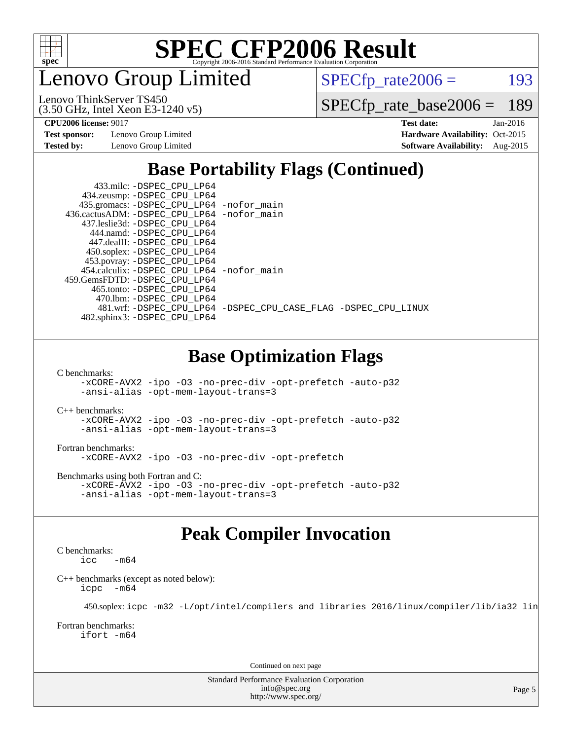# Lenovo Group Limited

Lenovo ThinkServer TS450
(3.50 GHz, Intel Xeon E3-1240 v5)

SPECfp_rate2006 = 193

SPECfp_rate_base2006 = 189

**CPU2006 license:** 9017
**Test sponsor:** Lenovo Group Limited
**Tested by:** Lenovo Group Limited

**Test date:** Jan-2016
**Hardware Availability:** Oct-2015
**Software Availability:** Aug-2015

## Base Portability Flags (Continued)

433.milc: -DSPEC_CPU_LP64
434.zeusmp: -DSPEC_CPU_LP64
435.gromacs: -DSPEC_CPU_LP64 -nofor_main
436.cactusADM: -DSPEC_CPU_LP64 -nofor_main
437.leslie3d: -DSPEC_CPU_LP64
444.namd: -DSPEC_CPU_LP64
447.dealII: -DSPEC_CPU_LP64
450.soplex: -DSPEC_CPU_LP64
453.povray: -DSPEC_CPU_LP64
454.calculix: -DSPEC_CPU_LP64 -nofor_main
459.GemsFDTD: -DSPEC_CPU_LP64
465.tonto: -DSPEC_CPU_LP64
470.lbm: -DSPEC_CPU_LP64
481.wrf: -DSPEC_CPU_LP64 -DSPEC_CPU_CASE_FLAG -DSPEC_CPU_LINUX
482.sphinx3: -DSPEC_CPU_LP64

## Base Optimization Flags

C benchmarks:
-xCORE-AVX2 -ipo -O3 -no-prec-div -opt-prefetch -auto-p32
-ansi-alias -opt-mem-layout-trans=3

C++ benchmarks:
-xCORE-AVX2 -ipo -O3 -no-prec-div -opt-prefetch -auto-p32
-ansi-alias -opt-mem-layout-trans=3

Fortran benchmarks:
-xCORE-AVX2 -ipo -O3 -no-prec-div -opt-prefetch

Benchmarks using both Fortran and C:
-xCORE-AVX2 -ipo -O3 -no-prec-div -opt-prefetch -auto-p32
-ansi-alias -opt-mem-layout-trans=3

## Peak Compiler Invocation

C benchmarks:
icc -m64

C++ benchmarks (except as noted below):
icpc -m64

450.soplex: icpc -m32 -L/opt/intel/compilers_and_libraries_2016/linux/compiler/lib/ia32_lin

Fortran benchmarks:
ifort -m64

Continued on next page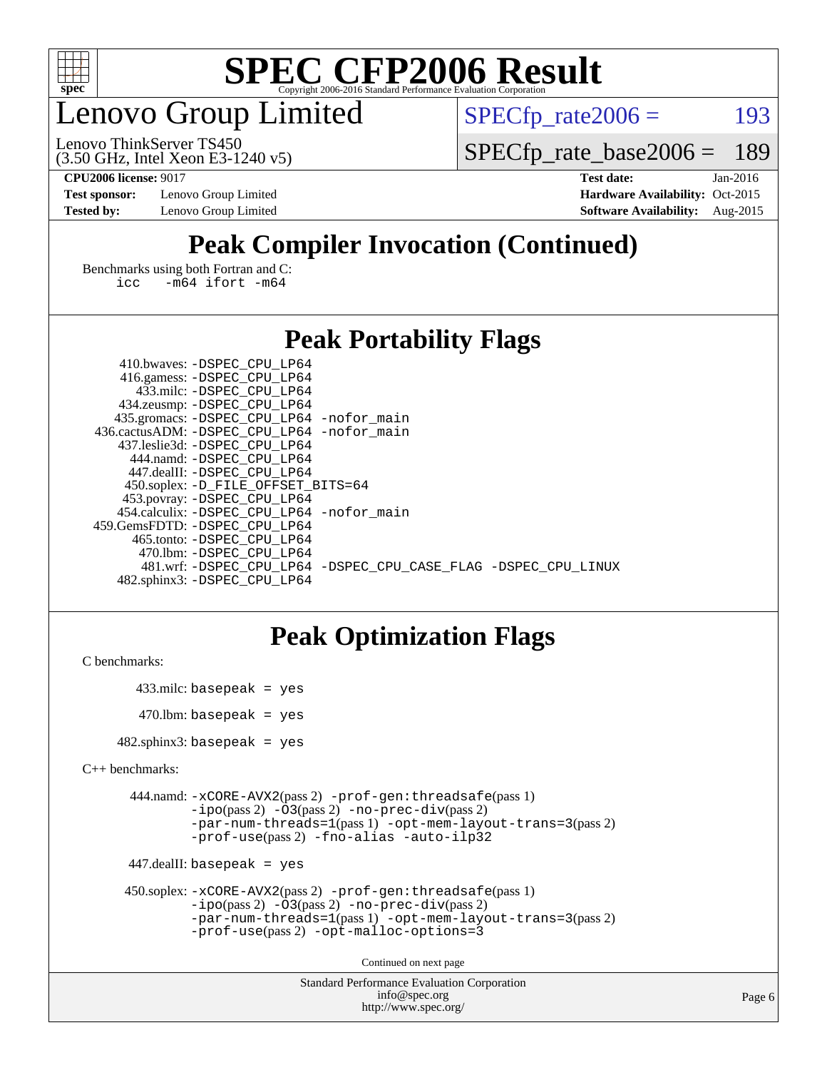# SPEC CFP2006 Result

Copyright 2006-2016 Standard Performance Evaluation Corporation

## Lenovo Group Limited

Lenovo ThinkServer TS450
(3.50 GHz, Intel Xeon E3-1240 v5)

SPECfp_rate2006 = 193

SPECfp_rate_base2006 = 189

**CPU2006 license:** 9017
**Test sponsor:** Lenovo Group Limited
**Tested by:** Lenovo Group Limited

**Test date:** Jan-2016
**Hardware Availability:** Oct-2015
**Software Availability:** Aug-2015

## Peak Compiler Invocation (Continued)

Benchmarks using both Fortran and C:
```
icc   -m64 ifort -m64
```

## Peak Portability Flags

```
410.bwaves: -DSPEC_CPU_LP64
416.gamess: -DSPEC_CPU_LP64
433.milc: -DSPEC_CPU_LP64
434.zeusmp: -DSPEC_CPU_LP64
435.gromacs: -DSPEC_CPU_LP64 -nofor_main
436.cactusADM: -DSPEC_CPU_LP64 -nofor_main
437.leslie3d: -DSPEC_CPU_LP64
444.namd: -DSPEC_CPU_LP64
447.dealII: -DSPEC_CPU_LP64
450.soplex: -D_FILE_OFFSET_BITS=64
453.povray: -DSPEC_CPU_LP64
454.calculix: -DSPEC_CPU_LP64 -nofor_main
459.GemsFDTD: -DSPEC_CPU_LP64
465.tonto: -DSPEC_CPU_LP64
470.lbm: -DSPEC_CPU_LP64
481.wrf: -DSPEC_CPU_LP64 -DSPEC_CPU_CASE_FLAG -DSPEC_CPU_LINUX
482.sphinx3: -DSPEC_CPU_LP64
```

## Peak Optimization Flags

C benchmarks:

```
433.milc: basepeak = yes

470.lbm: basepeak = yes

482.sphinx3: basepeak = yes
```

C++ benchmarks:

```
444.namd: -xCORE-AVX2(pass 2) -prof-gen:threadsafe(pass 1)
          -ipo(pass 2) -O3(pass 2) -no-prec-div(pass 2)
          -par-num-threads=1(pass 1) -opt-mem-layout-trans=3(pass 2)
          -prof-use(pass 2) -fno-alias -auto-ilp32

447.dealII: basepeak = yes

450.soplex: -xCORE-AVX2(pass 2) -prof-gen:threadsafe(pass 1)
            -ipo(pass 2) -O3(pass 2) -no-prec-div(pass 2)
            -par-num-threads=1(pass 1) -opt-mem-layout-trans=3(pass 2)
            -prof-use(pass 2) -opt-malloc-options=3
```

Continued on next page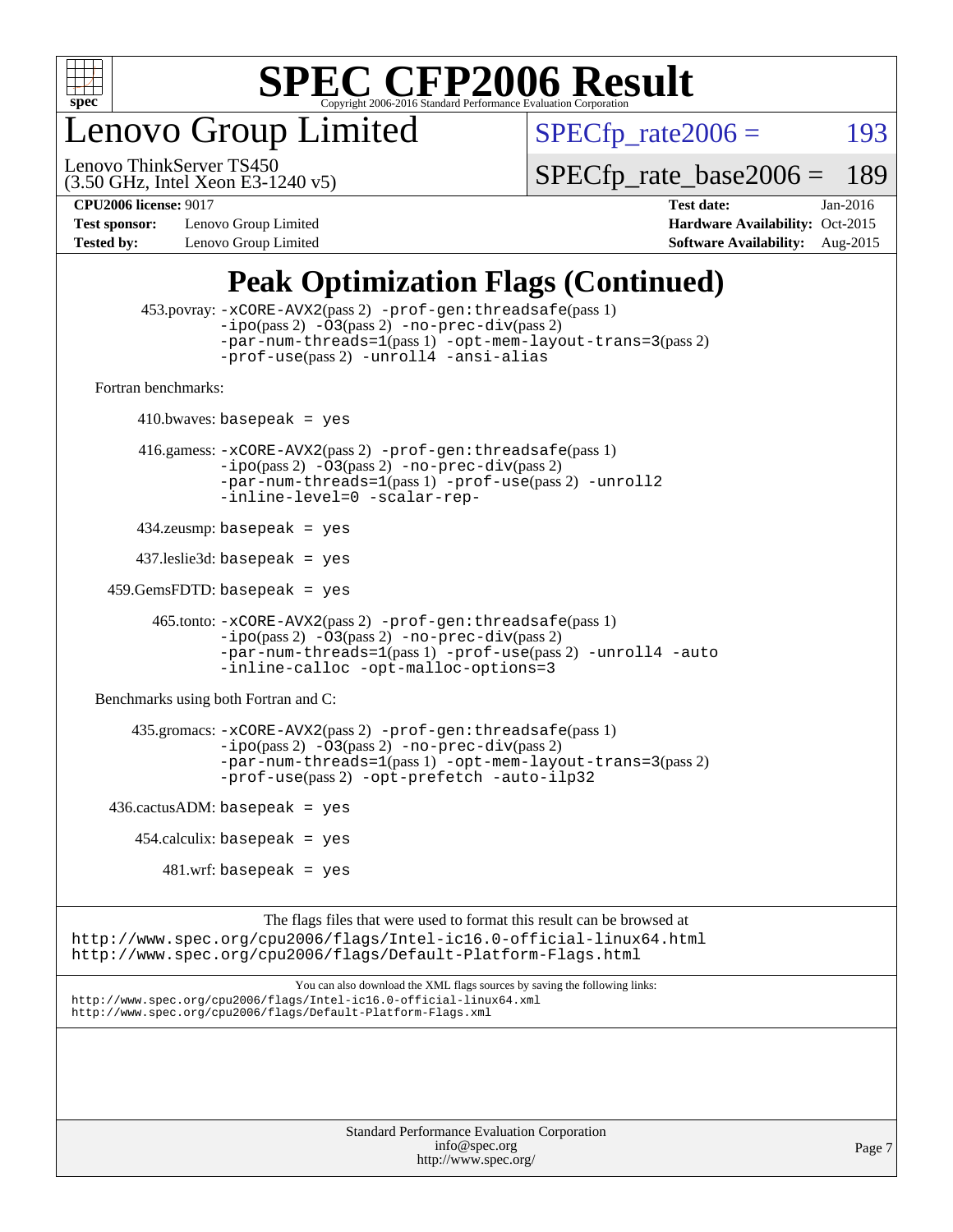# SPEC CFP2006 Result

Copyright 2006-2016 Standard Performance Evaluation Corporation

## Lenovo Group Limited

Lenovo ThinkServer TS450
(3.50 GHz, Intel Xeon E3-1240 v5)

SPECfp_rate2006 = 193

SPECfp_rate_base2006 = 189

**CPU2006 license:** 9017
**Test sponsor:** Lenovo Group Limited
**Tested by:** Lenovo Group Limited

**Test date:** Jan-2016
**Hardware Availability:** Oct-2015
**Software Availability:** Aug-2015

## Peak Optimization Flags (Continued)

453.povray: -xCORE-AVX2(pass 2) -prof-gen:threadsafe(pass 1) -ipo(pass 2) -O3(pass 2) -no-prec-div(pass 2) -par-num-threads=1(pass 1) -opt-mem-layout-trans=3(pass 2) -prof-use(pass 2) -unroll4 -ansi-alias

Fortran benchmarks:

410.bwaves: basepeak = yes

416.gamess: -xCORE-AVX2(pass 2) -prof-gen:threadsafe(pass 1) -ipo(pass 2) -O3(pass 2) -no-prec-div(pass 2) -par-num-threads=1(pass 1) -prof-use(pass 2) -unroll2 -inline-level=0 -scalar-rep-

434.zeusmp: basepeak = yes

437.leslie3d: basepeak = yes

459.GemsFDTD: basepeak = yes

465.tonto: -xCORE-AVX2(pass 2) -prof-gen:threadsafe(pass 1) -ipo(pass 2) -O3(pass 2) -no-prec-div(pass 2) -par-num-threads=1(pass 1) -prof-use(pass 2) -unroll4 -auto -inline-calloc -opt-malloc-options=3

Benchmarks using both Fortran and C:

435.gromacs: -xCORE-AVX2(pass 2) -prof-gen:threadsafe(pass 1) -ipo(pass 2) -O3(pass 2) -no-prec-div(pass 2) -par-num-threads=1(pass 1) -opt-mem-layout-trans=3(pass 2) -prof-use(pass 2) -opt-prefetch -auto-ilp32

436.cactusADM: basepeak = yes

454.calculix: basepeak = yes

481.wrf: basepeak = yes

The flags files that were used to format this result can be browsed at
http://www.spec.org/cpu2006/flags/Intel-ic16.0-official-linux64.html
http://www.spec.org/cpu2006/flags/Default-Platform-Flags.html

You can also download the XML flags sources by saving the following links:
http://www.spec.org/cpu2006/flags/Intel-ic16.0-official-linux64.xml
http://www.spec.org/cpu2006/flags/Default-Platform-Flags.xml

Standard Performance Evaluation Corporation
info@spec.org
http://www.spec.org/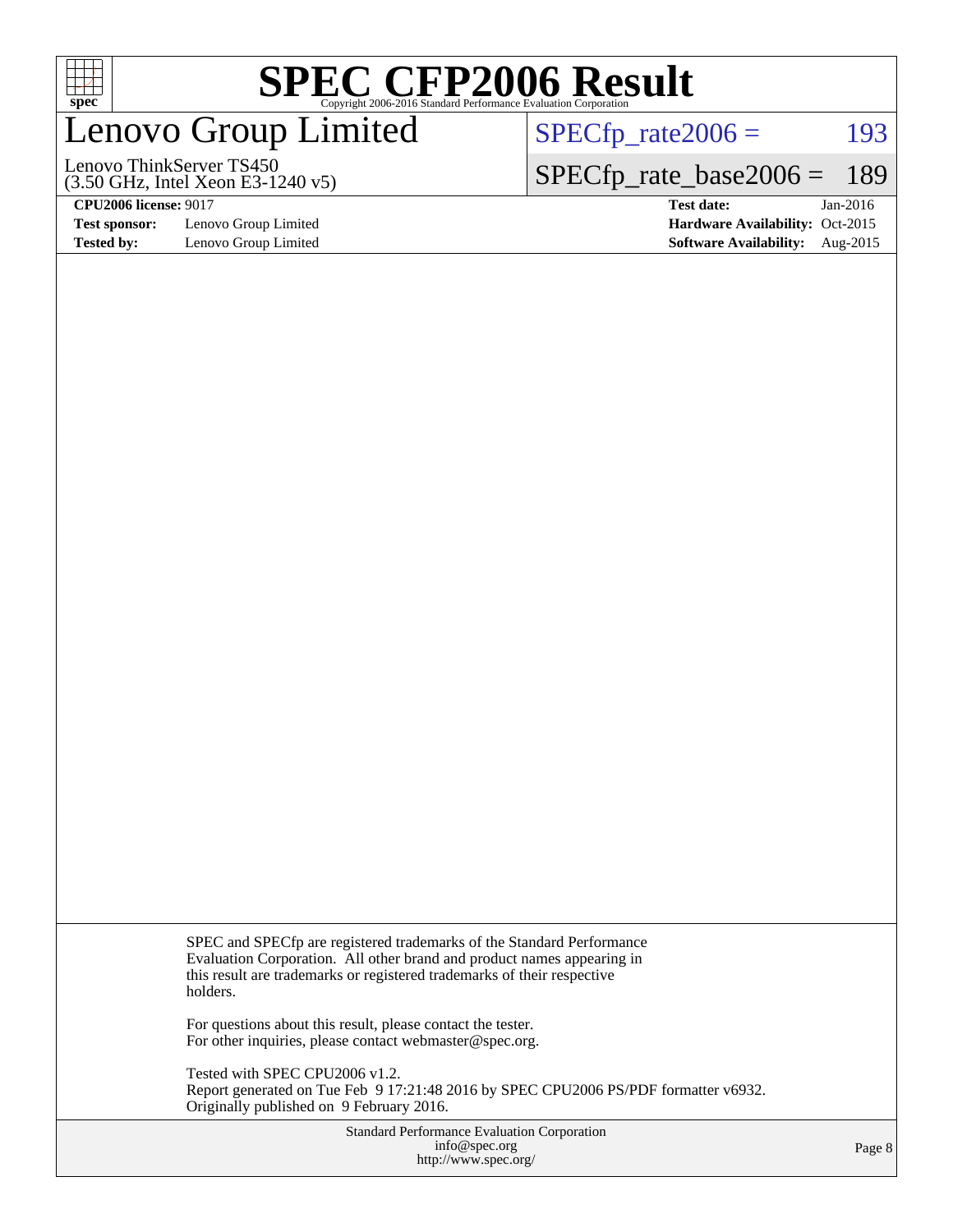SPEC and SPECfp are registered trademarks of the Standard Performance Evaluation Corporation. All other brand and product names appearing in this result are trademarks or registered trademarks of their respective holders.

For questions about this result, please contact the tester.
For other inquiries, please contact webmaster@spec.org.

Tested with SPEC CPU2006 v1.2.
Report generated on Tue Feb 9 17:21:48 2016 by SPEC CPU2006 PS/PDF formatter v6932.
Originally published on 9 February 2016.